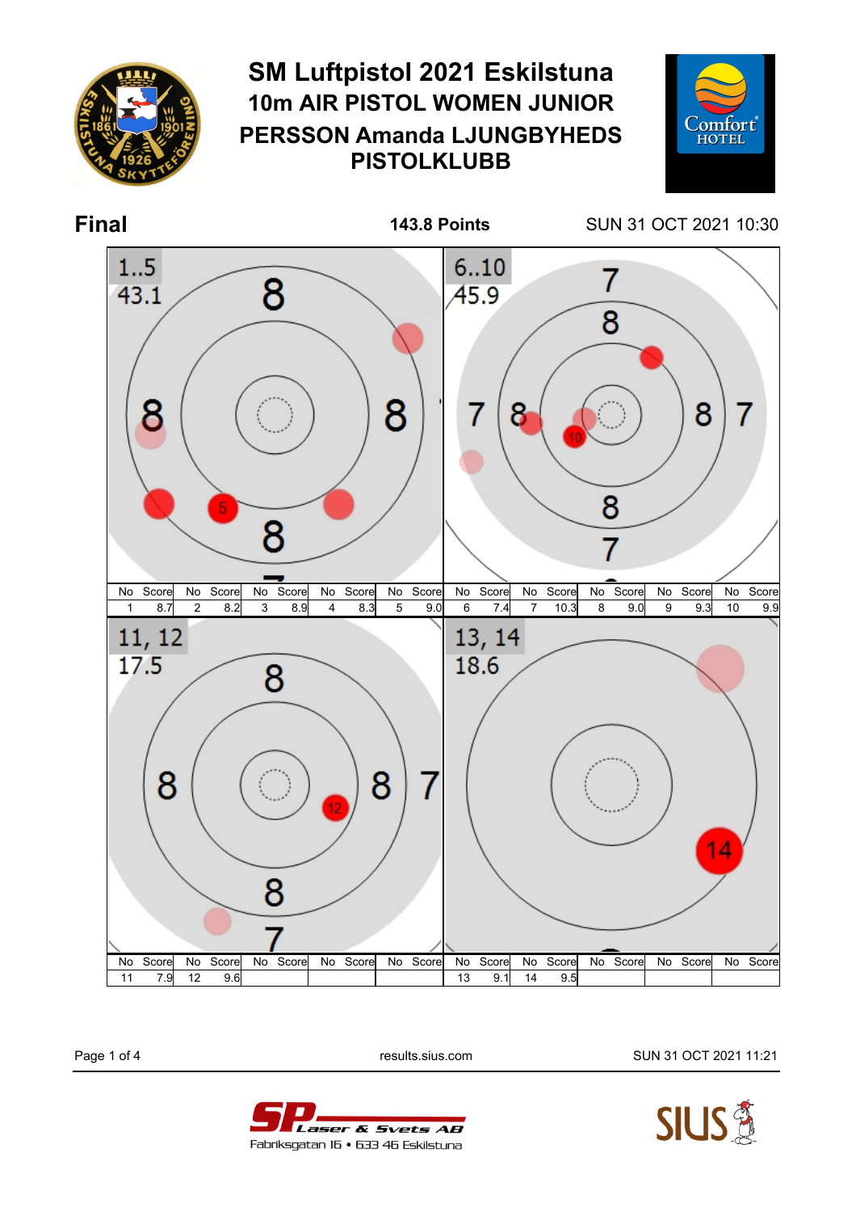# SM Luftpistol 2021 Eskilstuna

## 10m AIR PISTOL WOMEN JUNIOR

## PERSSON Amanda LJUNGBYHEDS PISTOLKLUBB

**Final** **143.8 Points** SUN 31 OCT 2021 10:30

1..5
43.1

6..10
45.9

| No | Score | No | Score | No | Score | No | Score | No | Score | No | Score | No | Score | No | Score | No | Score | No | Score |
|---|---|---|---|---|---|---|---|---|---|---|---|---|---|---|---|---|---|---|---|
| 1 | 8.7 | 2 | 8.2 | 3 | 8.9 | 4 | 8.3 | 5 | 9.0 | 6 | 7.4 | 7 | 10.3 | 8 | 9.0 | 9 | 9.3 | 10 | 9.9 |

11, 12
17.5

13, 14
18.6

| No | Score | No | Score | No | Score | No | Score | No | Score | No | Score | No | Score | No | Score | No | Score | No | Score |
|---|---|---|---|---|---|---|---|---|---|---|---|---|---|---|---|---|---|---|---|
| 11 | 7.9 | 12 | 9.6 | | | | | | | 13 | 9.1 | 14 | 9.5 | | | | | | |

results.sius.com SUN 31 OCT 2021 11:21

SP Laser & Svets AB
Fabriksgatan 16 • 633 46 Eskilstuna

SIUS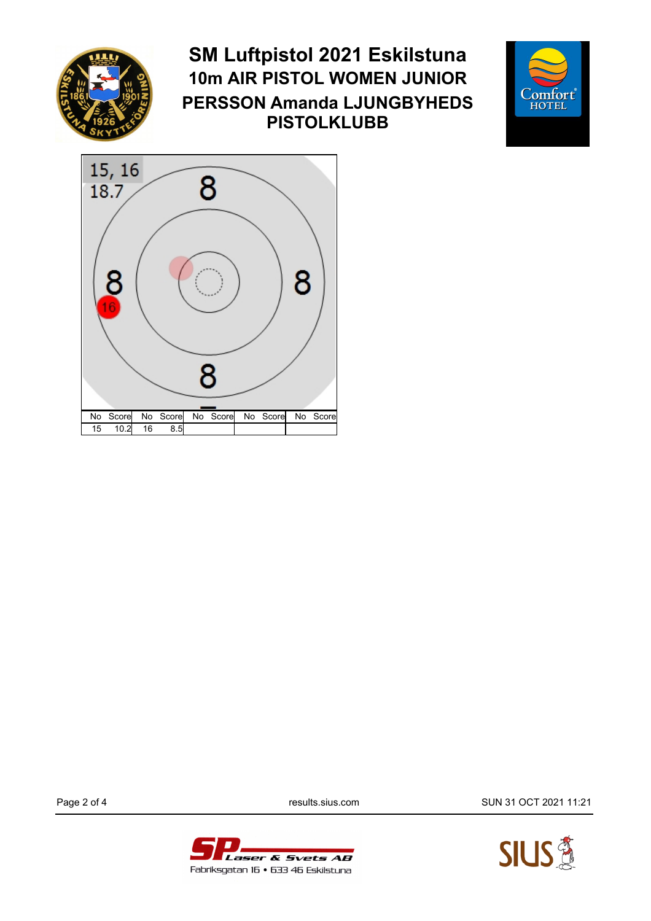# SM Luftpistol 2021 Eskilstuna

## 10m AIR PISTOL WOMEN JUNIOR

## PERSSON Amanda LJUNGBYHEDS PISTOLKLUBB

15, 16
18.7

| No | Score | No | Score | No | Score | No | Score | No | Score |
|---|---|---|---|---|---|---|---|---|---|
| 15 | 10.2 | 16 | 8.5 | | | | | | |

results.sius.com

SUN 31 OCT 2021 11:21

SP Laser & Svets AB
Fabriksgatan 16 • 633 46 Eskilstuna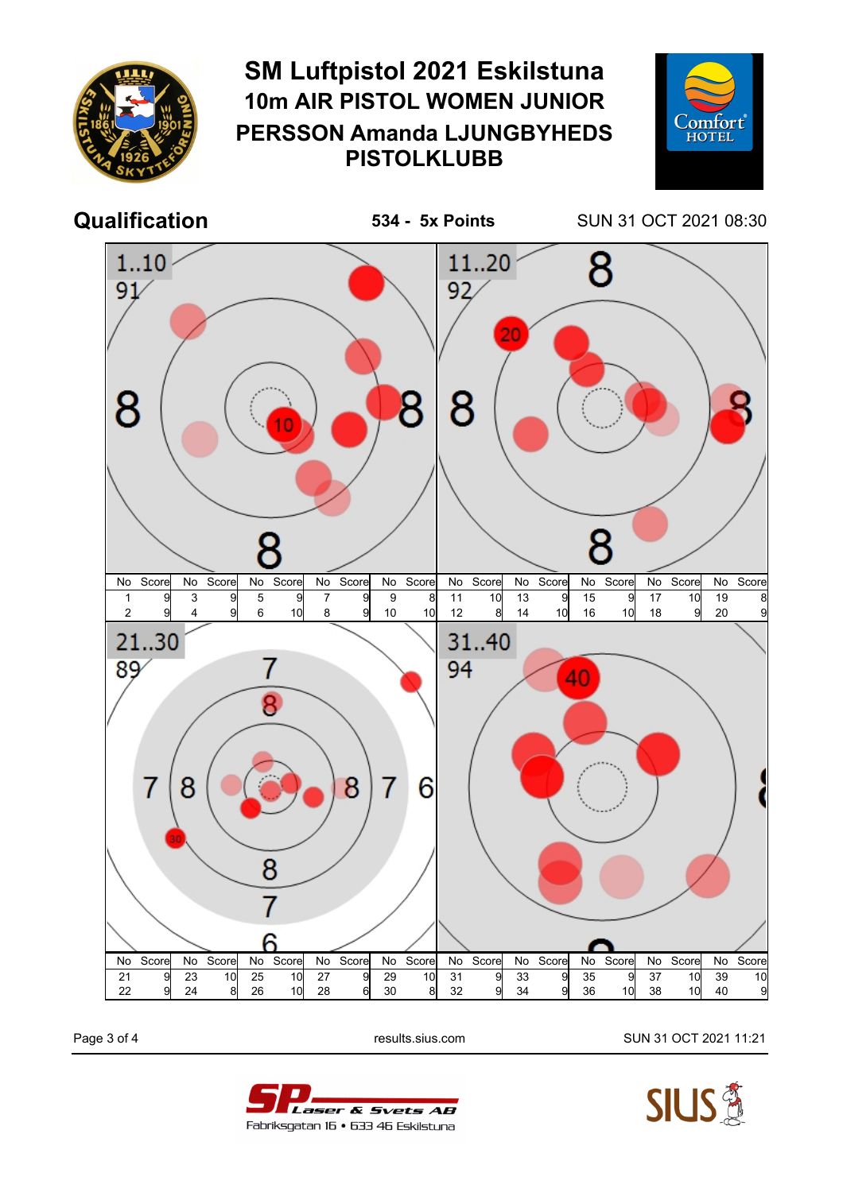# SM Luftpistol 2021 Eskilstuna

## 10m AIR PISTOL WOMEN JUNIOR

## PERSSON Amanda LJUNGBYHEDS PISTOLKLUBB

**Qualification** — **534 - 5x Points** — SUN 31 OCT 2021 08:30

### 1..10 — 91

| No | Score | No | Score | No | Score | No | Score | No | Score |
|---|---|---|---|---|---|---|---|---|---|
| 1 | 9 | 3 | 9 | 5 | 9 | 7 | 9 | 9 | 8 |
| 2 | 9 | 4 | 9 | 6 | 10 | 8 | 9 | 10 | 10 |

### 11..20 — 92

| No | Score | No | Score | No | Score | No | Score | No | Score |
|---|---|---|---|---|---|---|---|---|---|
| 11 | 10 | 13 | 9 | 15 | 9 | 17 | 10 | 19 | 8 |
| 12 | 8 | 14 | 10 | 16 | 10 | 18 | 9 | 20 | 9 |

### 21..30 — 89

| No | Score | No | Score | No | Score | No | Score | No | Score |
|---|---|---|---|---|---|---|---|---|---|
| 21 | 9 | 23 | 10 | 25 | 10 | 27 | 9 | 29 | 10 |
| 22 | 9 | 24 | 8 | 26 | 10 | 28 | 6 | 30 | 8 |

### 31..40 — 94

| No | Score | No | Score | No | Score | No | Score | No | Score |
|---|---|---|---|---|---|---|---|---|---|
| 31 | 9 | 33 | 9 | 35 | 9 | 37 | 10 | 39 | 10 |
| 32 | 9 | 34 | 9 | 36 | 10 | 38 | 10 | 40 | 9 |

results.sius.com — SUN 31 OCT 2021 11:21

SP Laser & Svets AB — Fabriksgatan 16 • 633 46 Eskilstuna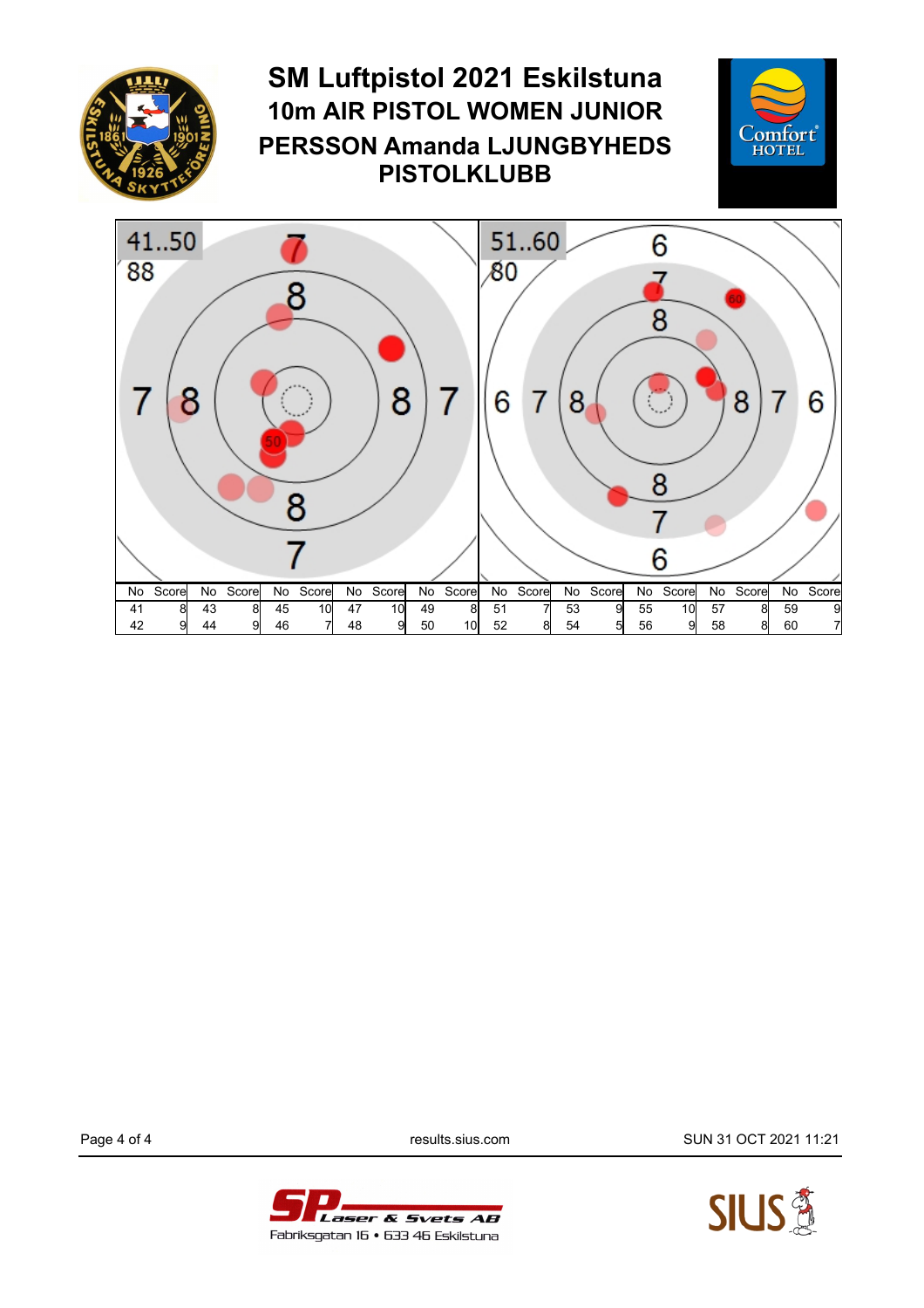# SM Luftpistol 2021 Eskilstuna

## 10m AIR PISTOL WOMEN JUNIOR

## PERSSON Amanda LJUNGBYHEDS PISTOLKLUBB

41..50
88

51..60
80

| No | Score | No | Score | No | Score | No | Score | No | Score | No | Score | No | Score | No | Score | No | Score | No | Score |
|---|---|---|---|---|---|---|---|---|---|---|---|---|---|---|---|---|---|---|---|
| 41 | 8 | 43 | 8 | 45 | 10 | 47 | 10 | 49 | 8 | 51 | 7 | 53 | 9 | 55 | 10 | 57 | 8 | 59 | 9 |
| 42 | 9 | 44 | 9 | 46 | 7 | 48 | 9 | 50 | 10 | 52 | 8 | 54 | 5 | 56 | 9 | 58 | 8 | 60 | 7 |

results.sius.com

SUN 31 OCT 2021 11:21

SP Laser & Svets AB
Fabriksgatan 16 • 633 46 Eskilstuna